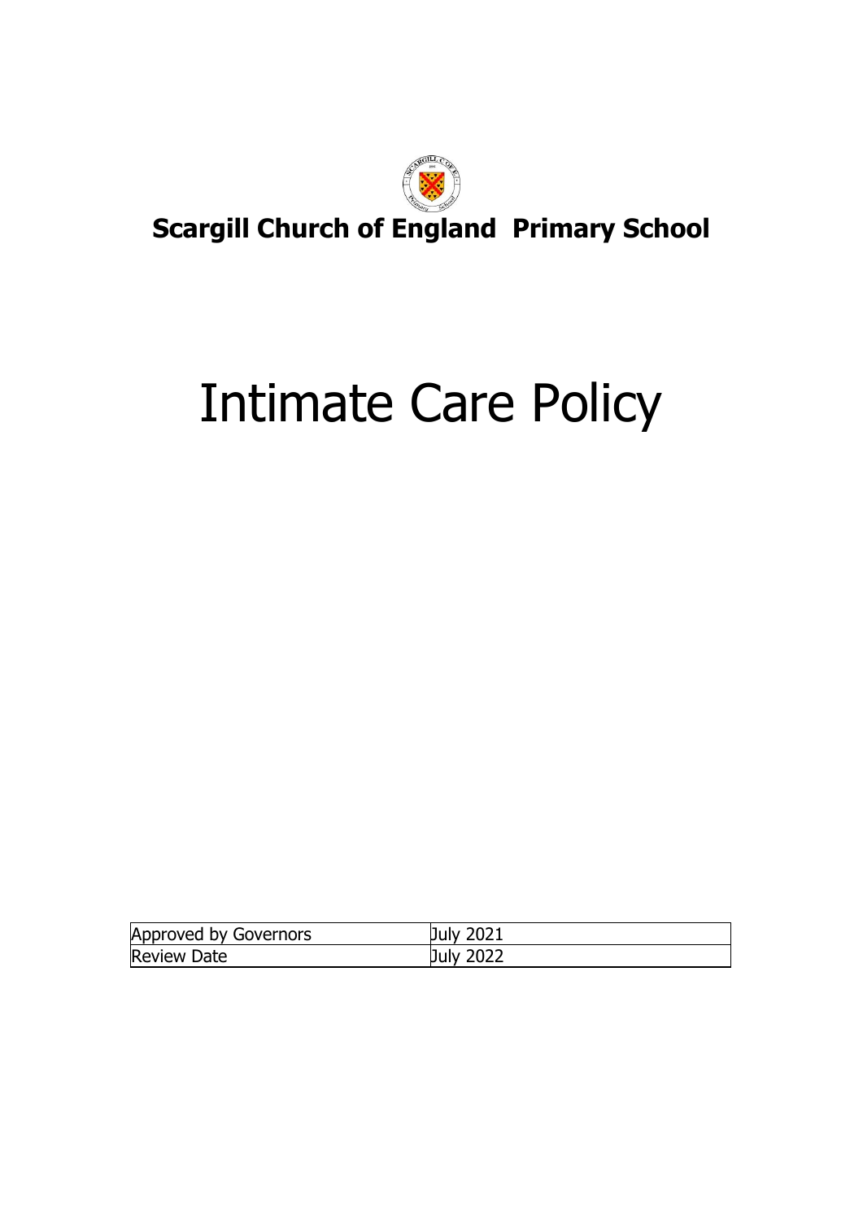**Scargill Church of England Primary School**

# Intimate Care Policy

| Approved by Governors | July 2021 |
|---|---|
| Review Date | July 2022 |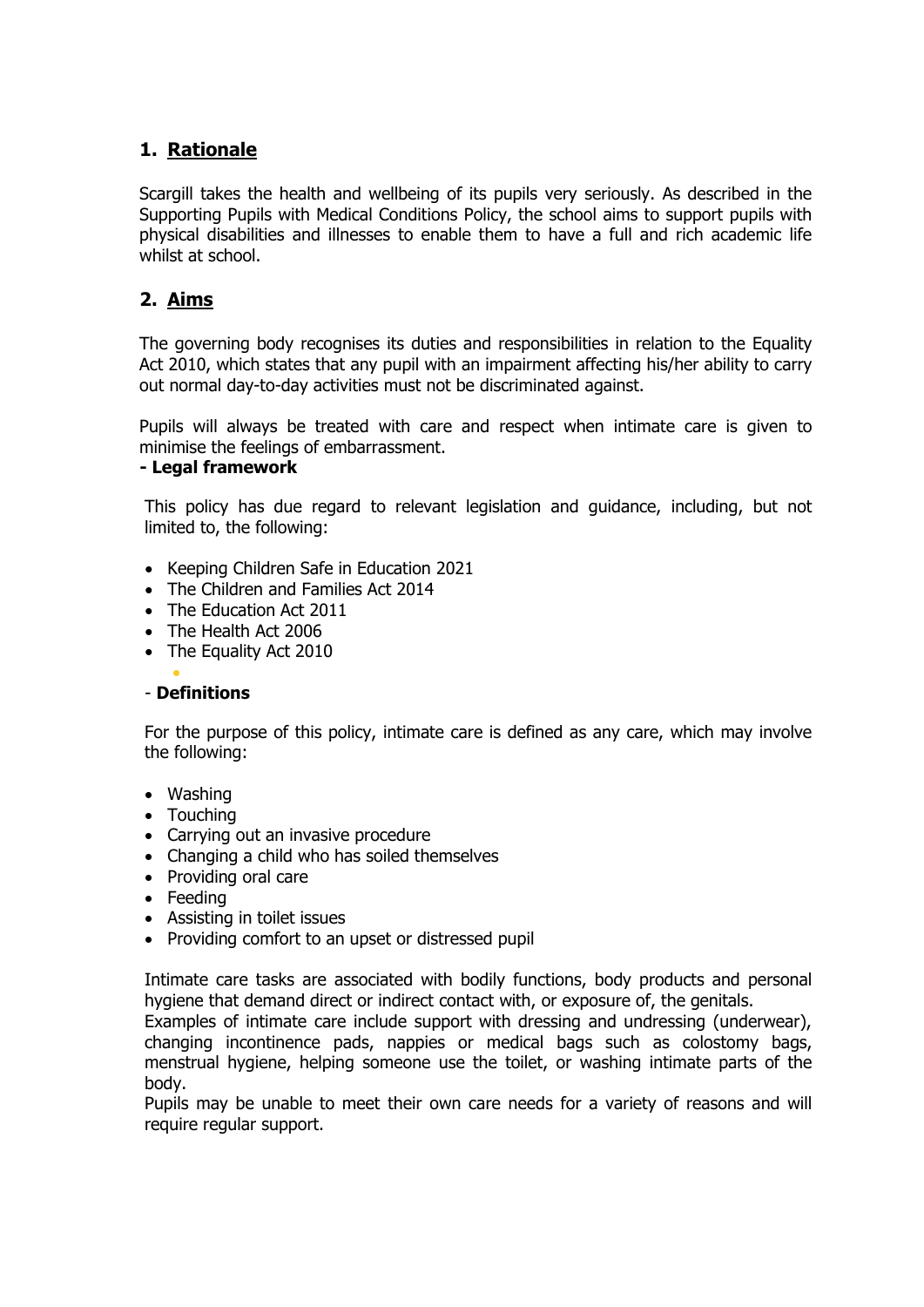## 1. Rationale

Scargill takes the health and wellbeing of its pupils very seriously. As described in the Supporting Pupils with Medical Conditions Policy, the school aims to support pupils with physical disabilities and illnesses to enable them to have a full and rich academic life whilst at school.

## 2. Aims

The governing body recognises its duties and responsibilities in relation to the Equality Act 2010, which states that any pupil with an impairment affecting his/her ability to carry out normal day-to-day activities must not be discriminated against.

Pupils will always be treated with care and respect when intimate care is given to minimise the feelings of embarrassment.

**- Legal framework**

This policy has due regard to relevant legislation and guidance, including, but not limited to, the following:

- Keeping Children Safe in Education 2021
- The Children and Families Act 2014
- The Education Act 2011
- The Health Act 2006
- The Equality Act 2010

- **Definitions**

For the purpose of this policy, intimate care is defined as any care, which may involve the following:

- Washing
- Touching
- Carrying out an invasive procedure
- Changing a child who has soiled themselves
- Providing oral care
- Feeding
- Assisting in toilet issues
- Providing comfort to an upset or distressed pupil

Intimate care tasks are associated with bodily functions, body products and personal hygiene that demand direct or indirect contact with, or exposure of, the genitals.
Examples of intimate care include support with dressing and undressing (underwear), changing incontinence pads, nappies or medical bags such as colostomy bags, menstrual hygiene, helping someone use the toilet, or washing intimate parts of the body.
Pupils may be unable to meet their own care needs for a variety of reasons and will require regular support.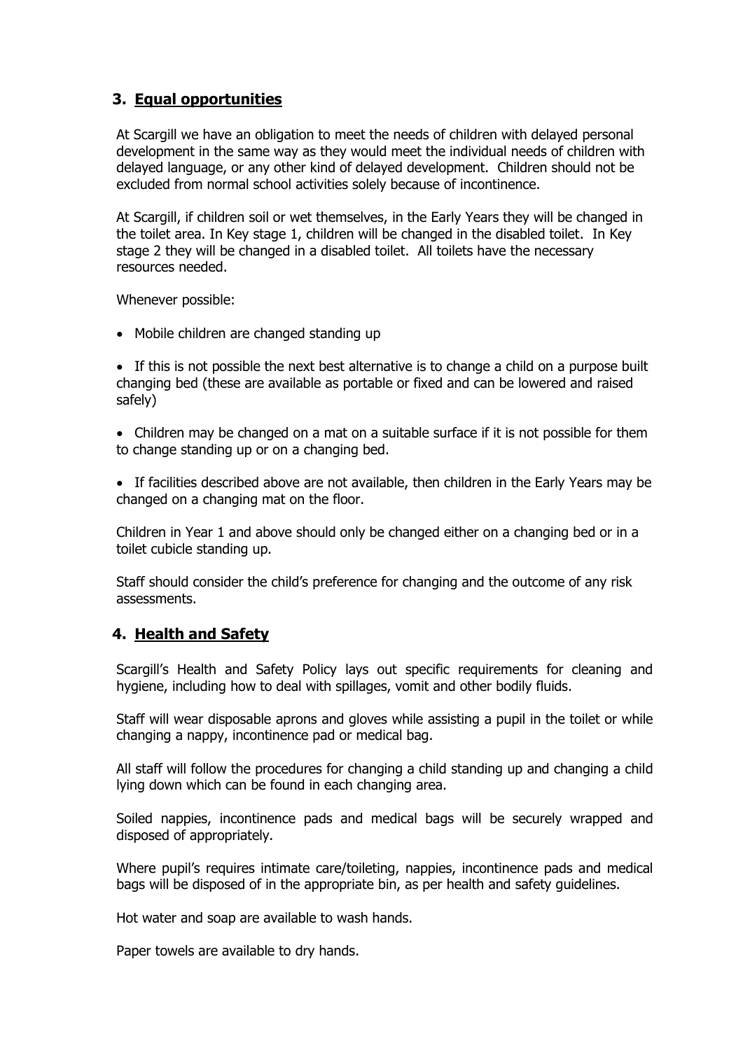## 3. Equal opportunities

At Scargill we have an obligation to meet the needs of children with delayed personal development in the same way as they would meet the individual needs of children with delayed language, or any other kind of delayed development. Children should not be excluded from normal school activities solely because of incontinence.

At Scargill, if children soil or wet themselves, in the Early Years they will be changed in the toilet area. In Key stage 1, children will be changed in the disabled toilet. In Key stage 2 they will be changed in a disabled toilet. All toilets have the necessary resources needed.

Whenever possible:

- Mobile children are changed standing up
- If this is not possible the next best alternative is to change a child on a purpose built changing bed (these are available as portable or fixed and can be lowered and raised safely)
- Children may be changed on a mat on a suitable surface if it is not possible for them to change standing up or on a changing bed.
- If facilities described above are not available, then children in the Early Years may be changed on a changing mat on the floor.

Children in Year 1 and above should only be changed either on a changing bed or in a toilet cubicle standing up.

Staff should consider the child's preference for changing and the outcome of any risk assessments.

## 4. Health and Safety

Scargill's Health and Safety Policy lays out specific requirements for cleaning and hygiene, including how to deal with spillages, vomit and other bodily fluids.

Staff will wear disposable aprons and gloves while assisting a pupil in the toilet or while changing a nappy, incontinence pad or medical bag.

All staff will follow the procedures for changing a child standing up and changing a child lying down which can be found in each changing area.

Soiled nappies, incontinence pads and medical bags will be securely wrapped and disposed of appropriately.

Where pupil's requires intimate care/toileting, nappies, incontinence pads and medical bags will be disposed of in the appropriate bin, as per health and safety guidelines.

Hot water and soap are available to wash hands.

Paper towels are available to dry hands.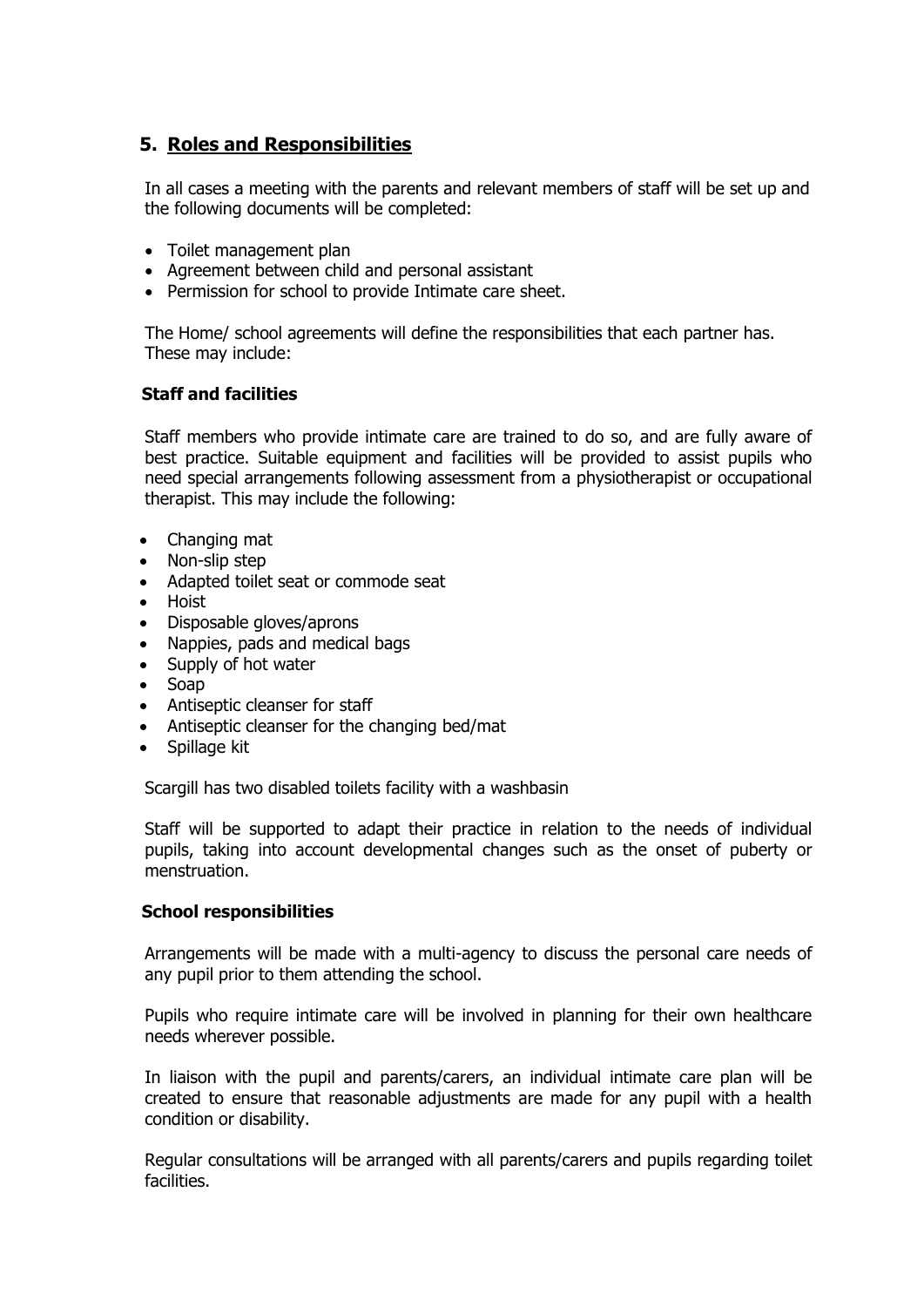## 5. Roles and Responsibilities

In all cases a meeting with the parents and relevant members of staff will be set up and the following documents will be completed:

- Toilet management plan
- Agreement between child and personal assistant
- Permission for school to provide Intimate care sheet.

The Home/ school agreements will define the responsibilities that each partner has. These may include:

### Staff and facilities

Staff members who provide intimate care are trained to do so, and are fully aware of best practice. Suitable equipment and facilities will be provided to assist pupils who need special arrangements following assessment from a physiotherapist or occupational therapist. This may include the following:

- Changing mat
- Non-slip step
- Adapted toilet seat or commode seat
- Hoist
- Disposable gloves/aprons
- Nappies, pads and medical bags
- Supply of hot water
- Soap
- Antiseptic cleanser for staff
- Antiseptic cleanser for the changing bed/mat
- Spillage kit

Scargill has two disabled toilets facility with a washbasin

Staff will be supported to adapt their practice in relation to the needs of individual pupils, taking into account developmental changes such as the onset of puberty or menstruation.

### School responsibilities

Arrangements will be made with a multi-agency to discuss the personal care needs of any pupil prior to them attending the school.

Pupils who require intimate care will be involved in planning for their own healthcare needs wherever possible.

In liaison with the pupil and parents/carers, an individual intimate care plan will be created to ensure that reasonable adjustments are made for any pupil with a health condition or disability.

Regular consultations will be arranged with all parents/carers and pupils regarding toilet facilities.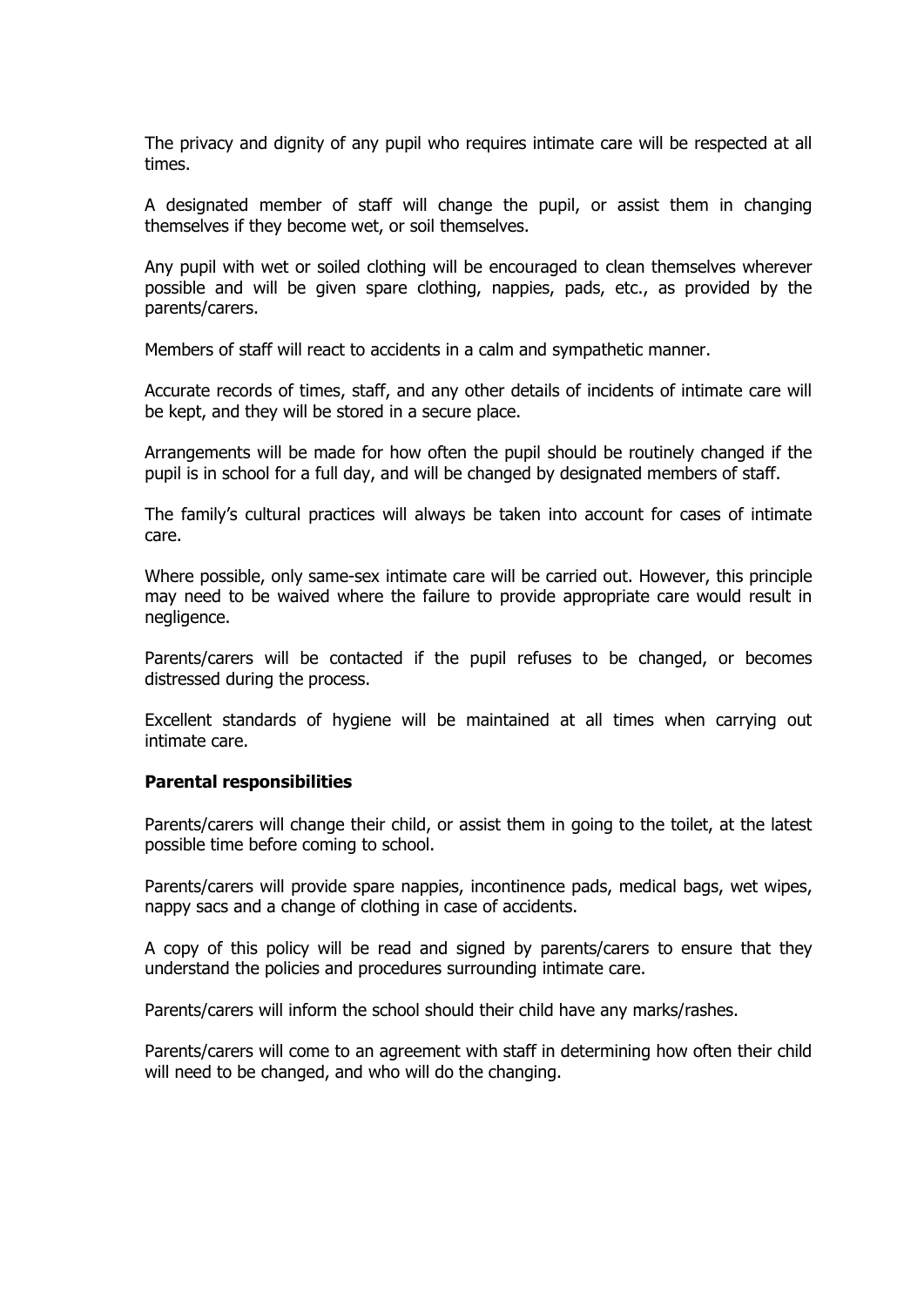The privacy and dignity of any pupil who requires intimate care will be respected at all times.

A designated member of staff will change the pupil, or assist them in changing themselves if they become wet, or soil themselves.

Any pupil with wet or soiled clothing will be encouraged to clean themselves wherever possible and will be given spare clothing, nappies, pads, etc., as provided by the parents/carers.

Members of staff will react to accidents in a calm and sympathetic manner.

Accurate records of times, staff, and any other details of incidents of intimate care will be kept, and they will be stored in a secure place.

Arrangements will be made for how often the pupil should be routinely changed if the pupil is in school for a full day, and will be changed by designated members of staff.

The family's cultural practices will always be taken into account for cases of intimate care.

Where possible, only same-sex intimate care will be carried out. However, this principle may need to be waived where the failure to provide appropriate care would result in negligence.

Parents/carers will be contacted if the pupil refuses to be changed, or becomes distressed during the process.

Excellent standards of hygiene will be maintained at all times when carrying out intimate care.

**Parental responsibilities**

Parents/carers will change their child, or assist them in going to the toilet, at the latest possible time before coming to school.

Parents/carers will provide spare nappies, incontinence pads, medical bags, wet wipes, nappy sacs and a change of clothing in case of accidents.

A copy of this policy will be read and signed by parents/carers to ensure that they understand the policies and procedures surrounding intimate care.

Parents/carers will inform the school should their child have any marks/rashes.

Parents/carers will come to an agreement with staff in determining how often their child will need to be changed, and who will do the changing.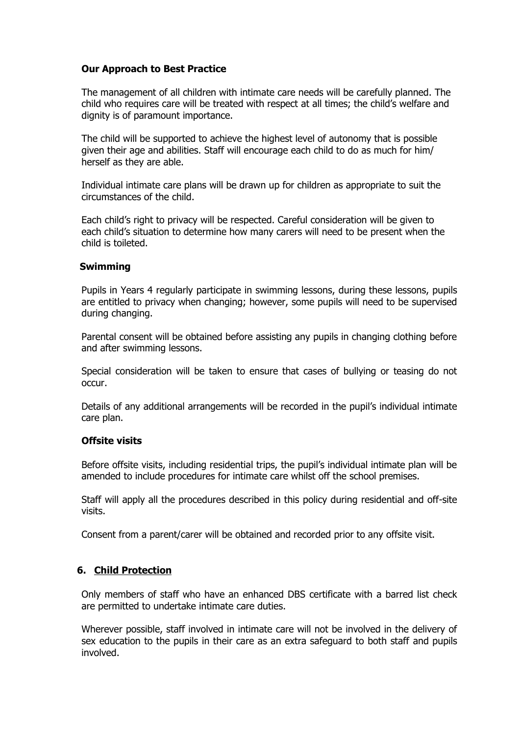### Our Approach to Best Practice

The management of all children with intimate care needs will be carefully planned. The child who requires care will be treated with respect at all times; the child's welfare and dignity is of paramount importance.

The child will be supported to achieve the highest level of autonomy that is possible given their age and abilities. Staff will encourage each child to do as much for him/ herself as they are able.

Individual intimate care plans will be drawn up for children as appropriate to suit the circumstances of the child.

Each child's right to privacy will be respected. Careful consideration will be given to each child's situation to determine how many carers will need to be present when the child is toileted.

### Swimming

Pupils in Years 4 regularly participate in swimming lessons, during these lessons, pupils are entitled to privacy when changing; however, some pupils will need to be supervised during changing.

Parental consent will be obtained before assisting any pupils in changing clothing before and after swimming lessons.

Special consideration will be taken to ensure that cases of bullying or teasing do not occur.

Details of any additional arrangements will be recorded in the pupil's individual intimate care plan.

### Offsite visits

Before offsite visits, including residential trips, the pupil's individual intimate plan will be amended to include procedures for intimate care whilst off the school premises.

Staff will apply all the procedures described in this policy during residential and off-site visits.

Consent from a parent/carer will be obtained and recorded prior to any offsite visit.

## 6. Child Protection

Only members of staff who have an enhanced DBS certificate with a barred list check are permitted to undertake intimate care duties.

Wherever possible, staff involved in intimate care will not be involved in the delivery of sex education to the pupils in their care as an extra safeguard to both staff and pupils involved.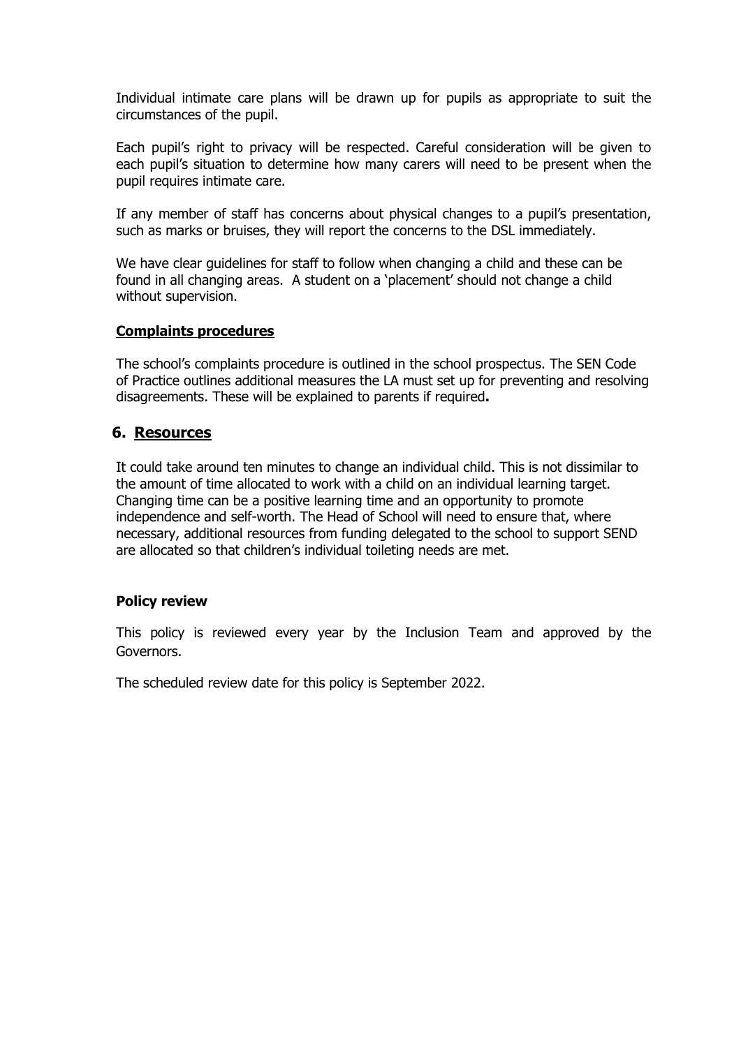Individual intimate care plans will be drawn up for pupils as appropriate to suit the circumstances of the pupil.

Each pupil's right to privacy will be respected. Careful consideration will be given to each pupil's situation to determine how many carers will need to be present when the pupil requires intimate care.

If any member of staff has concerns about physical changes to a pupil's presentation, such as marks or bruises, they will report the concerns to the DSL immediately.

We have clear guidelines for staff to follow when changing a child and these can be found in all changing areas. A student on a 'placement' should not change a child without supervision.

**Complaints procedures**

The school's complaints procedure is outlined in the school prospectus. The SEN Code of Practice outlines additional measures the LA must set up for preventing and resolving disagreements. These will be explained to parents if required**.**

## 6. Resources

It could take around ten minutes to change an individual child. This is not dissimilar to the amount of time allocated to work with a child on an individual learning target. Changing time can be a positive learning time and an opportunity to promote independence and self-worth. The Head of School will need to ensure that, where necessary, additional resources from funding delegated to the school to support SEND are allocated so that children's individual toileting needs are met.

**Policy review**

This policy is reviewed every year by the Inclusion Team and approved by the Governors.

The scheduled review date for this policy is September 2022.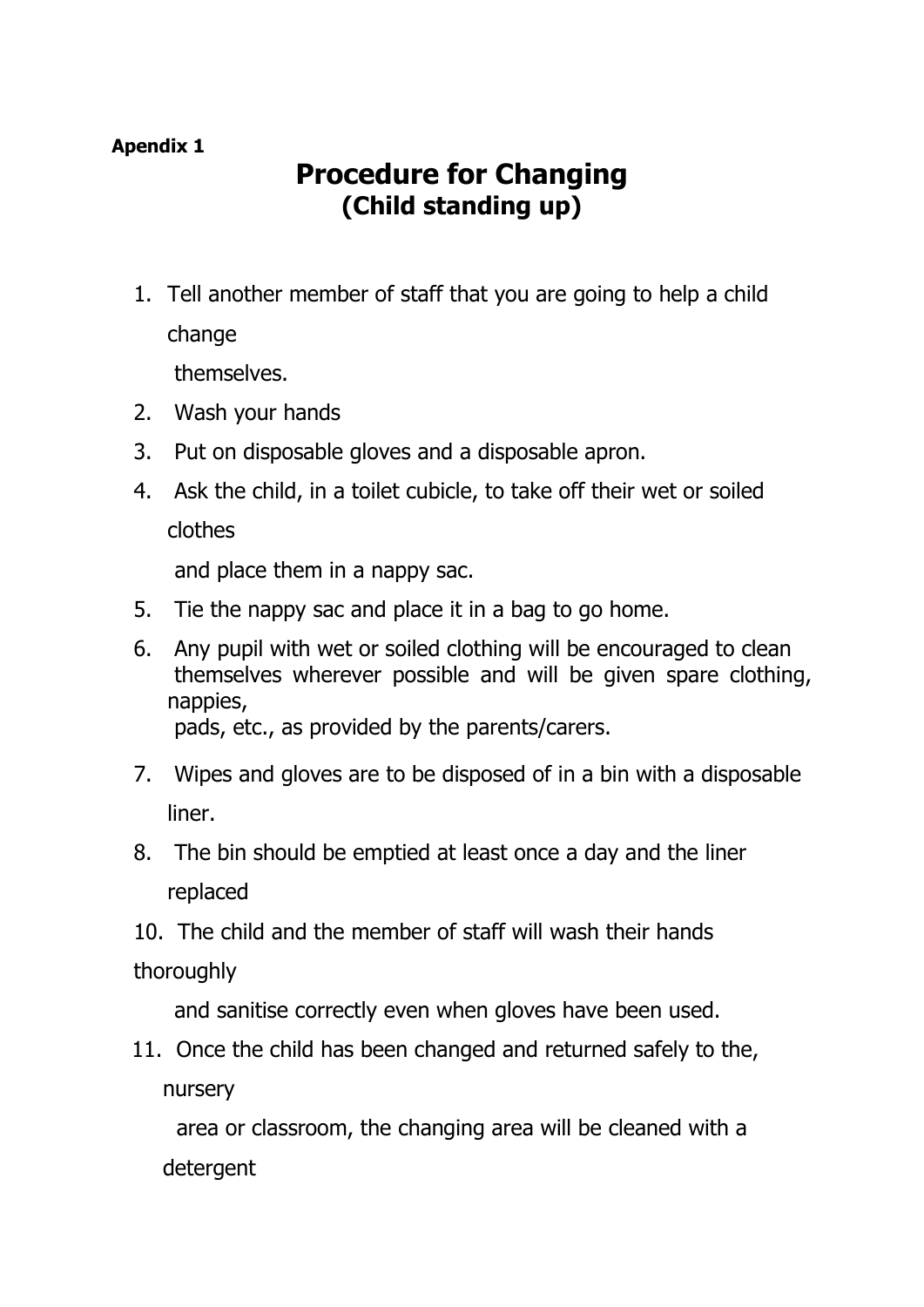**Apendix 1**

# Procedure for Changing
## (Child standing up)

1. Tell another member of staff that you are going to help a child change themselves.
2. Wash your hands
3. Put on disposable gloves and a disposable apron.
4. Ask the child, in a toilet cubicle, to take off their wet or soiled clothes and place them in a nappy sac.
5. Tie the nappy sac and place it in a bag to go home.
6. Any pupil with wet or soiled clothing will be encouraged to clean themselves wherever possible and will be given spare clothing, nappies, pads, etc., as provided by the parents/carers.
7. Wipes and gloves are to be disposed of in a bin with a disposable liner.
8. The bin should be emptied at least once a day and the liner replaced

10. The child and the member of staff will wash their hands thoroughly and sanitise correctly even when gloves have been used.
11. Once the child has been changed and returned safely to the, nursery area or classroom, the changing area will be cleaned with a detergent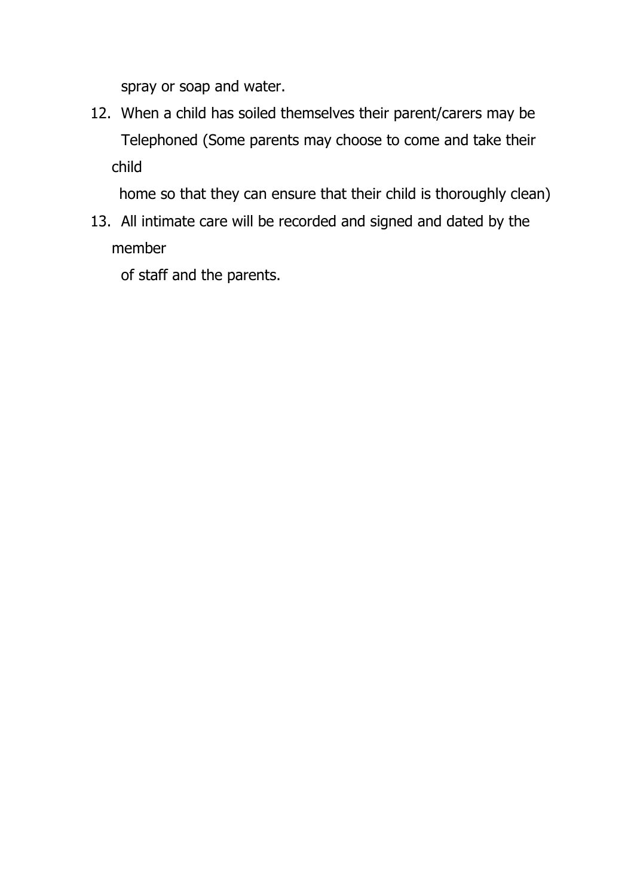spray or soap and water.

12. When a child has soiled themselves their parent/carers may be Telephoned (Some parents may choose to come and take their child home so that they can ensure that their child is thoroughly clean)
13. All intimate care will be recorded and signed and dated by the member of staff and the parents.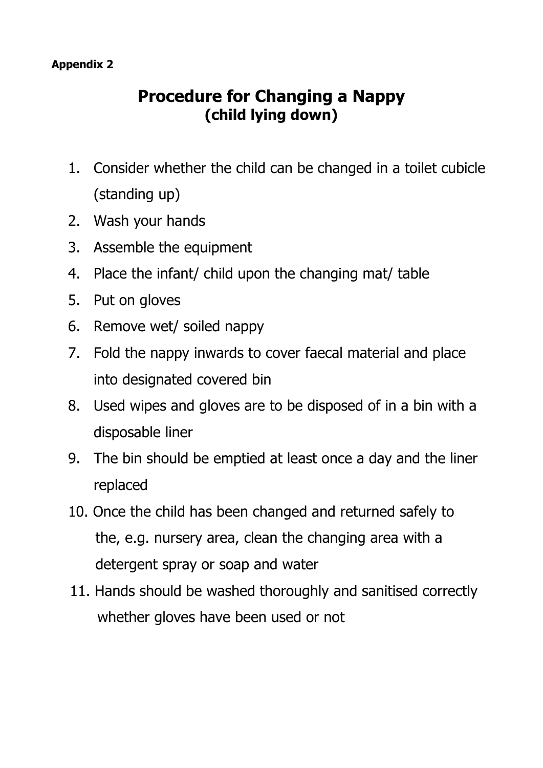**Appendix 2**

# Procedure for Changing a Nappy
## (child lying down)

1. Consider whether the child can be changed in a toilet cubicle (standing up)
2. Wash your hands
3. Assemble the equipment
4. Place the infant/ child upon the changing mat/ table
5. Put on gloves
6. Remove wet/ soiled nappy
7. Fold the nappy inwards to cover faecal material and place into designated covered bin
8. Used wipes and gloves are to be disposed of in a bin with a disposable liner
9. The bin should be emptied at least once a day and the liner replaced
10. Once the child has been changed and returned safely to the, e.g. nursery area, clean the changing area with a detergent spray or soap and water
11. Hands should be washed thoroughly and sanitised correctly whether gloves have been used or not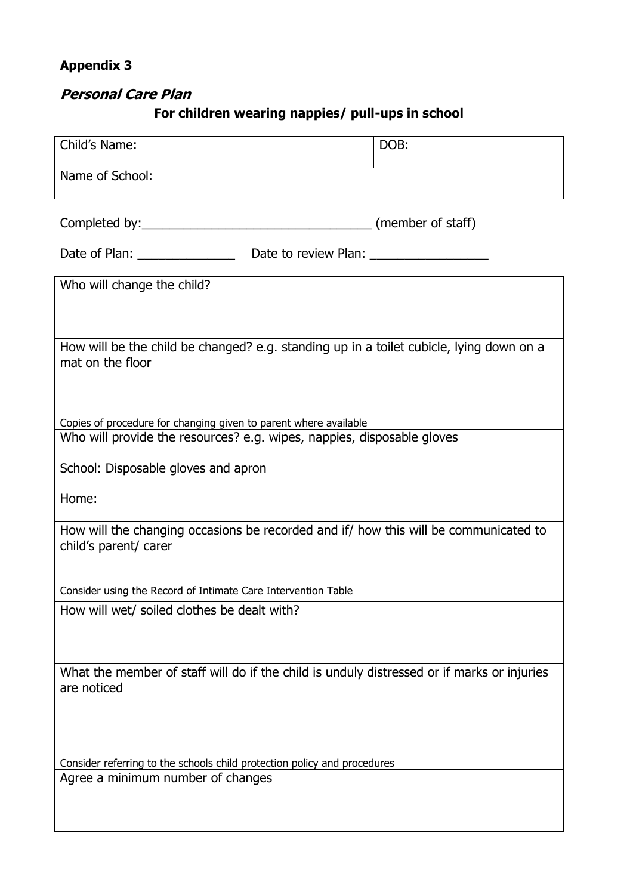**Appendix 3**

***Personal Care Plan***

**For children wearing nappies/ pull-ups in school**

| Child's Name: | DOB: |
|---|---|
| Name of School: | |

Completed by:_________________________________ (member of staff)

Date of Plan: ______________ Date to review Plan: _________________

| |
|---|
| Who will change the child? |
| How will be the child be changed? e.g. standing up in a toilet cubicle, lying down on a mat on the floor<br><br>Copies of procedure for changing given to parent where available |
| Who will provide the resources? e.g. wipes, nappies, disposable gloves<br><br>School: Disposable gloves and apron<br><br>Home: |
| How will the changing occasions be recorded and if/ how this will be communicated to child's parent/ carer<br><br>Consider using the Record of Intimate Care Intervention Table |
| How will wet/ soiled clothes be dealt with? |
| What the member of staff will do if the child is unduly distressed or if marks or injuries are noticed<br><br>Consider referring to the schools child protection policy and procedures |
| Agree a minimum number of changes |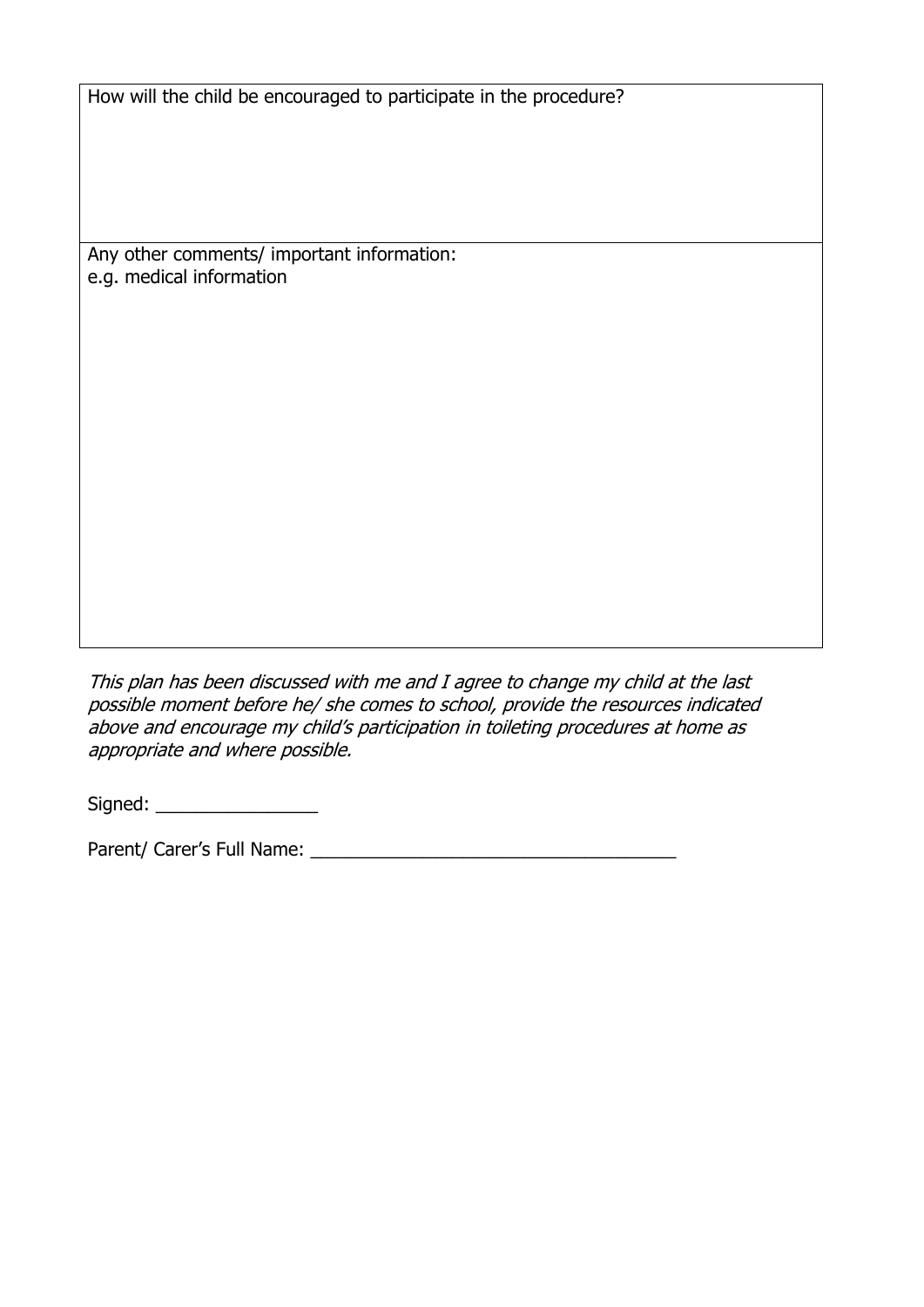| How will the child be encouraged to participate in the procedure? |
| --- |
| Any other comments/ important information:<br>e.g. medical information |

*This plan has been discussed with me and I agree to change my child at the last possible moment before he/ she comes to school, provide the resources indicated above and encourage my child's participation in toileting procedures at home as appropriate and where possible.*

Signed: ________________

Parent/ Carer's Full Name: ____________________________________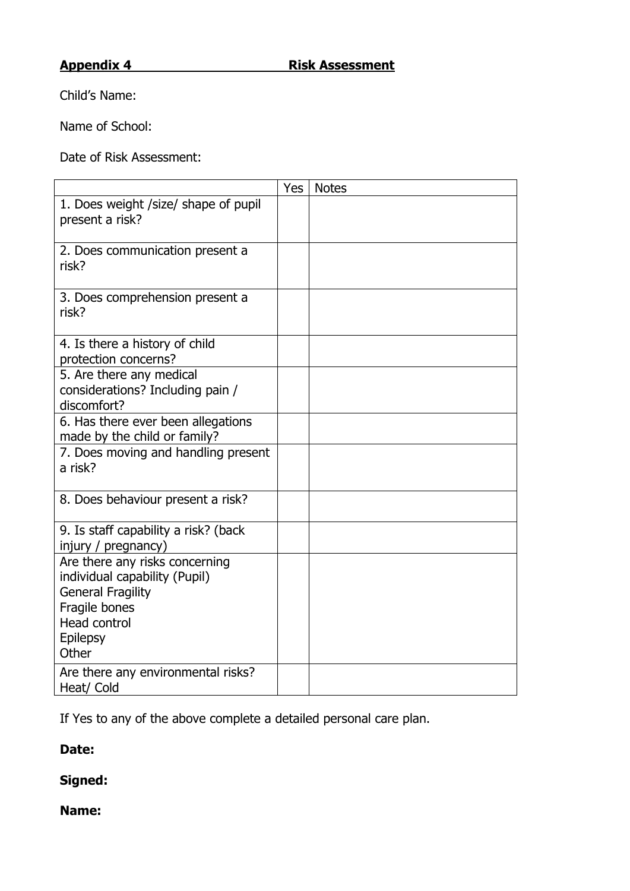**Appendix 4** **Risk Assessment**

Child's Name:

Name of School:

Date of Risk Assessment:

| | Yes | Notes |
|---|---|---|
| 1. Does weight /size/ shape of pupil present a risk? | | |
| 2. Does communication present a risk? | | |
| 3. Does comprehension present a risk? | | |
| 4. Is there a history of child protection concerns? | | |
| 5. Are there any medical considerations? Including pain / discomfort? | | |
| 6. Has there ever been allegations made by the child or family? | | |
| 7. Does moving and handling present a risk? | | |
| 8. Does behaviour present a risk? | | |
| 9. Is staff capability a risk? (back injury / pregnancy) | | |
| Are there any risks concerning individual capability (Pupil)<br>General Fragility<br>Fragile bones<br>Head control<br>Epilepsy<br>Other | | |
| Are there any environmental risks? Heat/ Cold | | |

If Yes to any of the above complete a detailed personal care plan.

**Date:**

**Signed:**

**Name:**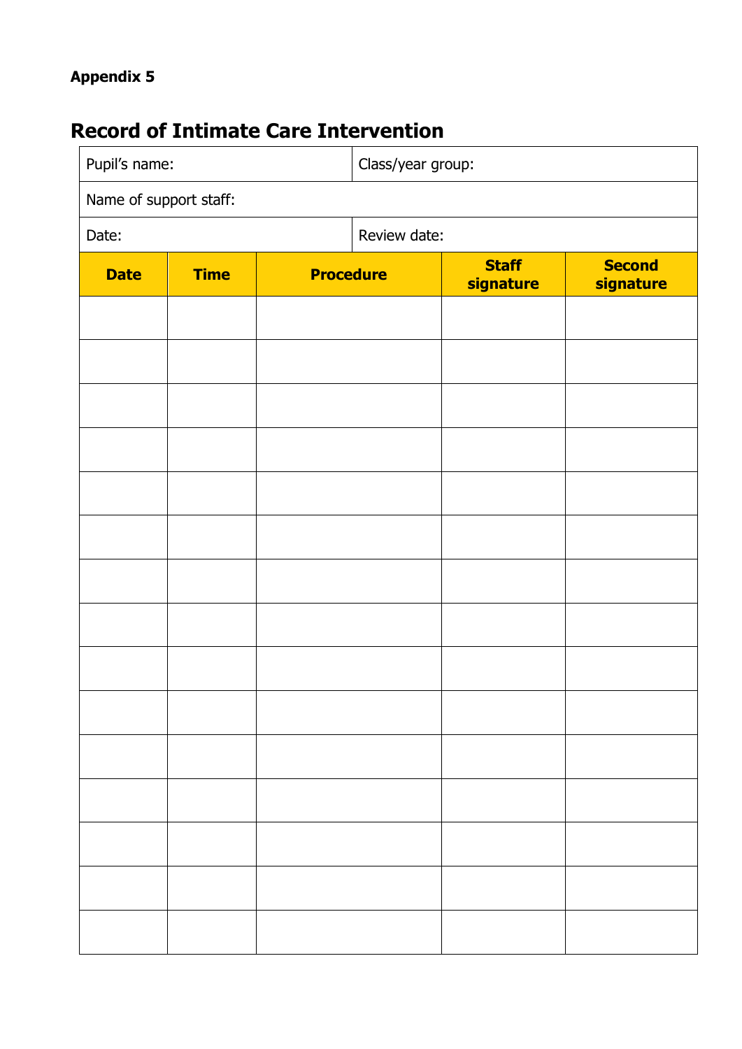**Appendix 5**

## Record of Intimate Care Intervention

| Pupil's name: | Class/year group: |
|---|---|
| Name of support staff: | |
| Date: | Review date: |

| Date | Time | Procedure | Staff signature | Second signature |
|---|---|---|---|---|
| | | | | |
| | | | | |
| | | | | |
| | | | | |
| | | | | |
| | | | | |
| | | | | |
| | | | | |
| | | | | |
| | | | | |
| | | | | |
| | | | | |
| | | | | |
| | | | | |
| | | | | |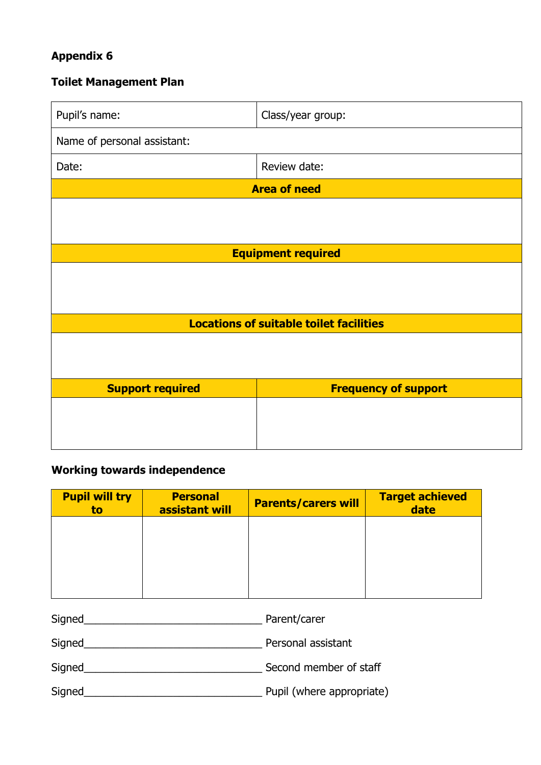**Appendix 6**

**Toilet Management Plan**

| Pupil's name: | Class/year group: |
|---|---|
| Name of personal assistant: | |
| Date: | Review date: |
| **Area of need** | |
| | |
| **Equipment required** | |
| | |
| **Locations of suitable toilet facilities** | |
| | |
| **Support required** | **Frequency of support** |
| | |

**Working towards independence**

| Pupil will try to | Personal assistant will | Parents/carers will | Target achieved date |
|---|---|---|---|
| | | | |

Signed_______________________________ Parent/carer

Signed_______________________________ Personal assistant

Signed_______________________________ Second member of staff

Signed_______________________________ Pupil (where appropriate)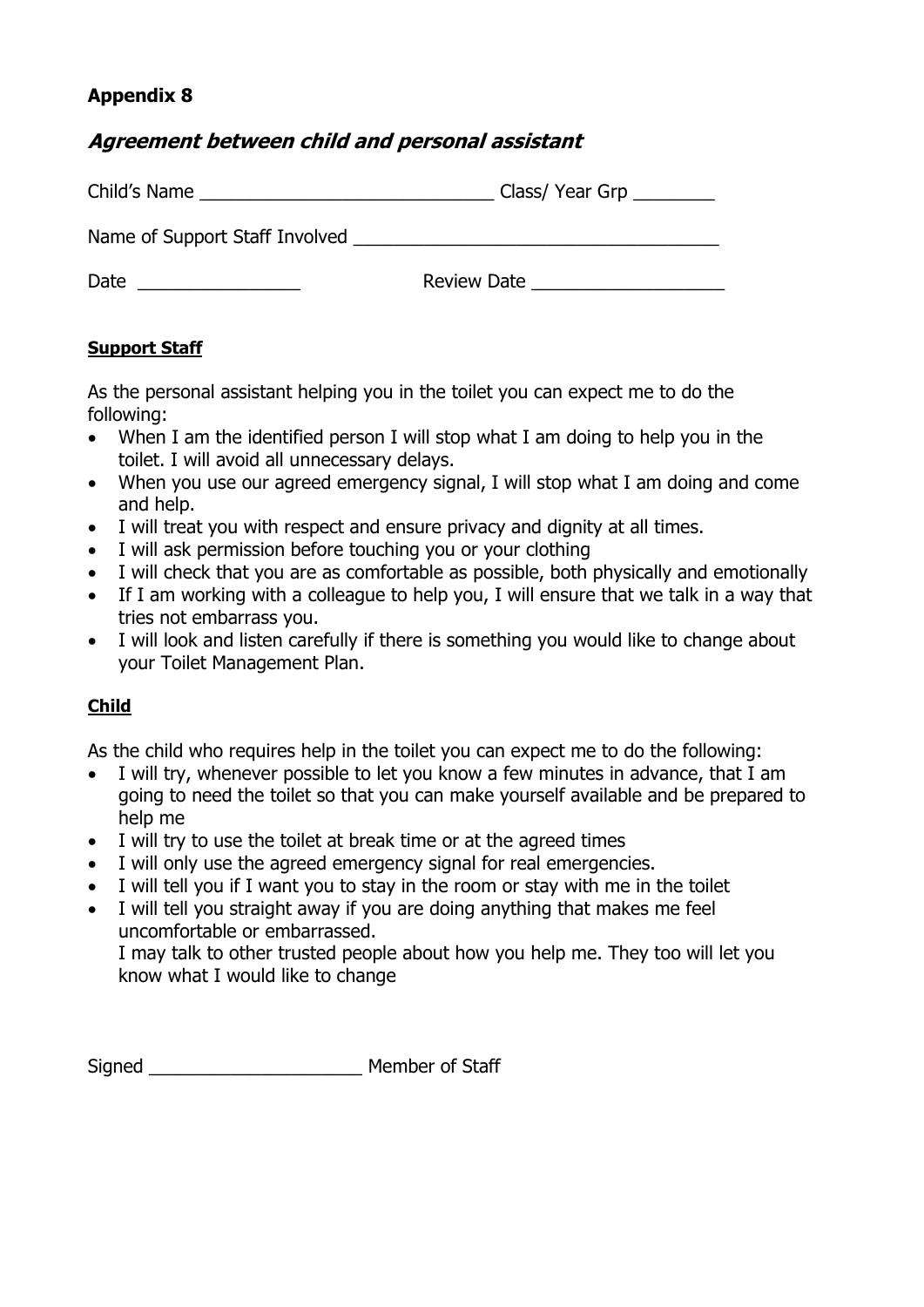**Appendix 8**

## *Agreement between child and personal assistant*

Child's Name ______________________________ Class/ Year Grp ________

Name of Support Staff Involved ____________________________________

Date ________________ Review Date ___________________

**Support Staff**

As the personal assistant helping you in the toilet you can expect me to do the following:

- When I am the identified person I will stop what I am doing to help you in the toilet. I will avoid all unnecessary delays.
- When you use our agreed emergency signal, I will stop what I am doing and come and help.
- I will treat you with respect and ensure privacy and dignity at all times.
- I will ask permission before touching you or your clothing
- I will check that you are as comfortable as possible, both physically and emotionally
- If I am working with a colleague to help you, I will ensure that we talk in a way that tries not embarrass you.
- I will look and listen carefully if there is something you would like to change about your Toilet Management Plan.

**Child**

As the child who requires help in the toilet you can expect me to do the following:

- I will try, whenever possible to let you know a few minutes in advance, that I am going to need the toilet so that you can make yourself available and be prepared to help me
- I will try to use the toilet at break time or at the agreed times
- I will only use the agreed emergency signal for real emergencies.
- I will tell you if I want you to stay in the room or stay with me in the toilet
- I will tell you straight away if you are doing anything that makes me feel uncomfortable or embarrassed.
  I may talk to other trusted people about how you help me. They too will let you know what I would like to change

Signed _____________________ Member of Staff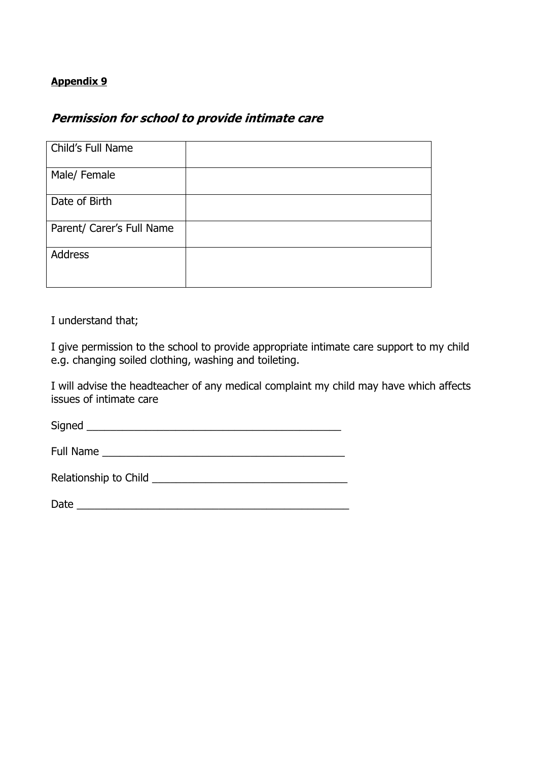**Appendix 9**

## *Permission for school to provide intimate care*

| | |
|---|---|
| Child's Full Name | |
| Male/ Female | |
| Date of Birth | |
| Parent/ Carer's Full Name | |
| Address | |

I understand that;

I give permission to the school to provide appropriate intimate care support to my child e.g. changing soiled clothing, washing and toileting.

I will advise the headteacher of any medical complaint my child may have which affects issues of intimate care

Signed ___________________________________________

Full Name _________________________________________

Relationship to Child _________________________________

Date _____________________________________________